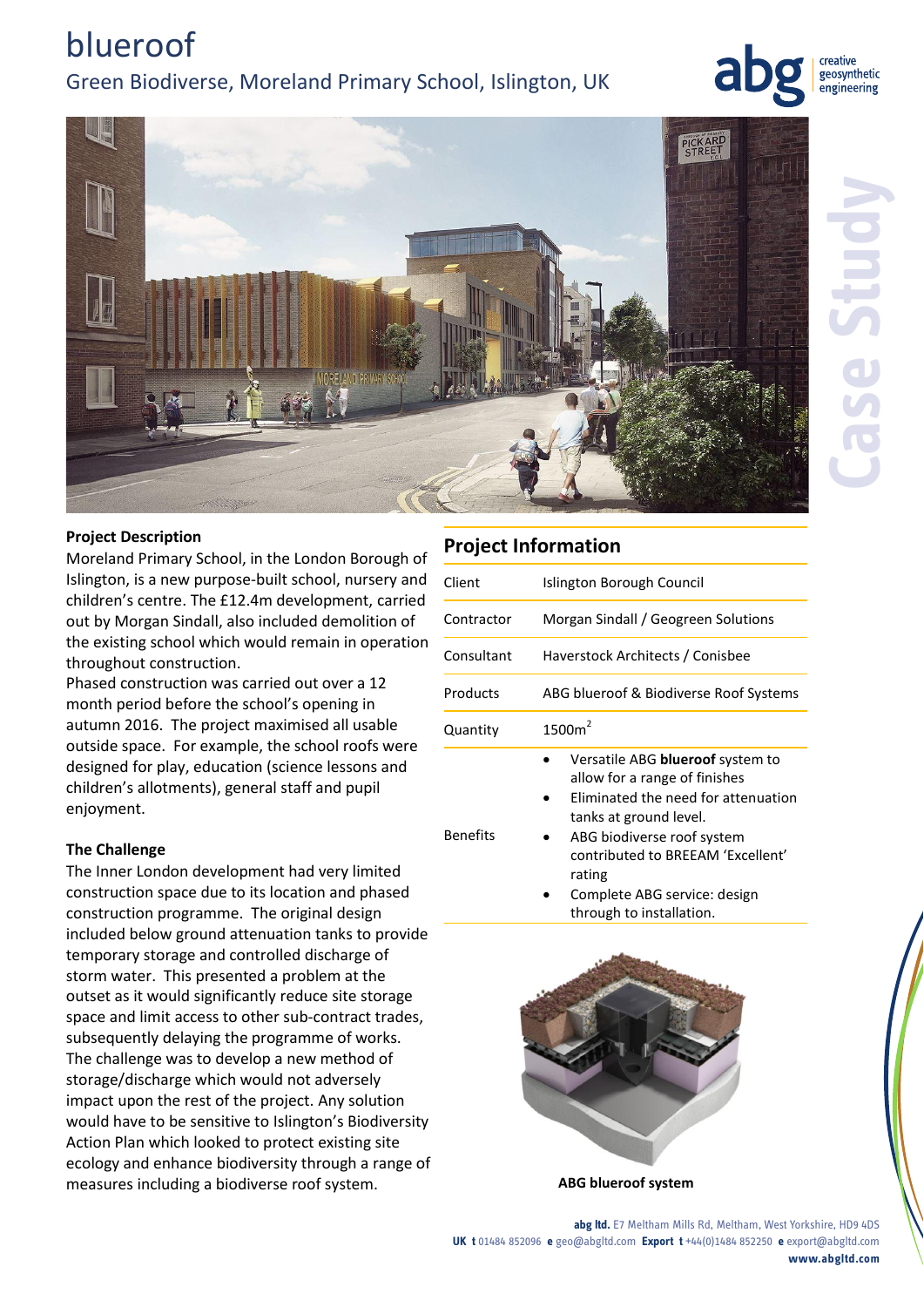# blueroof

## Green Biodiverse, Moreland Primary School, Islington, UK

### Project Description

Moreland Primary School, in the London Borough of Islington, is a new purpose-built school, nursery and children's centre. The £12.4m development, carried out by Morgan Sindall, also included demolition of the existing school which would remain in operation throughout construction.

Phased construction was carried out over a 12 month period before the school's opening in autumn 2016. The project maximised all usable outside space. For example, the school roofs were designed for play, education (science lessons and children's allotments), general staff and pupil enjoyment.

### The Challenge

The Inner London development had very limited construction space due to its location and phased construction programme. The original design included below ground attenuation tanks to provide temporary storage and controlled discharge of storm water. This presented a problem at the outset as it would significantly reduce site storage space and limit access to other sub-contract trades, subsequently delaying the programme of works. The challenge was to develop a new method of storage/discharge which would not adversely impact upon the rest of the project. Any solution would have to be sensitive to Islington's Biodiversity Action Plan which looked to protect existing site ecology and enhance biodiversity through a range of measures including a biodiverse roof system.

## Project Information

| | |
|---|---|
| Client | Islington Borough Council |
| Contractor | Morgan Sindall / Geogreen Solutions |
| Consultant | Haverstock Architects / Conisbee |
| Products | ABG blueroof & Biodiverse Roof Systems |
| Quantity | 1500m$^2$ |
| Benefits | • Versatile ABG **blueroof** system to allow for a range of finishes<br>• Eliminated the need for attenuation tanks at ground level.<br>• ABG biodiverse roof system contributed to BREEAM 'Excellent' rating<br>• Complete ABG service: design through to installation. |

**ABG blueroof system**

**abg ltd.** E7 Meltham Mills Rd, Meltham, West Yorkshire, HD9 4DS
**UK t** 01484 852096 **e** geo@abgltd.com **Export t** +44(0)1484 852250 **e** export@abgltd.com
**www.abgltd.com**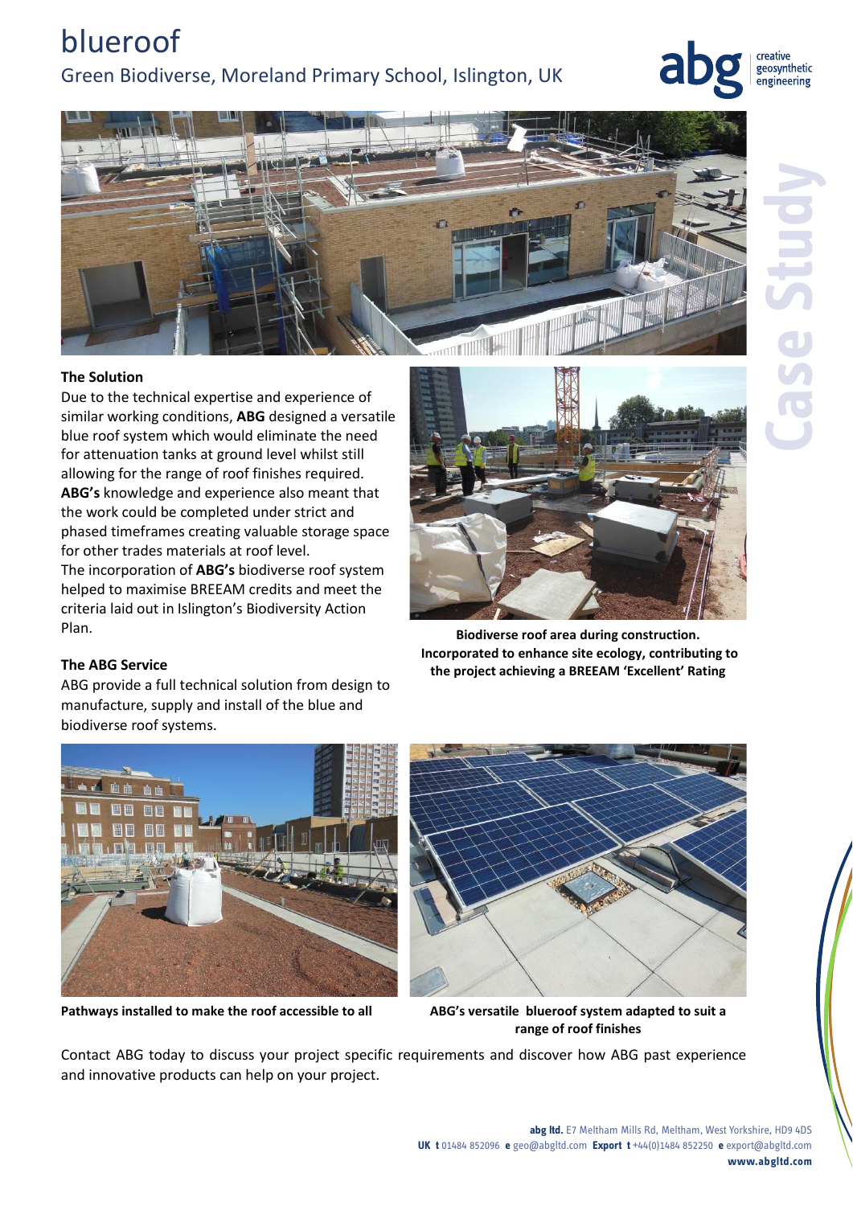# blueroof

## Green Biodiverse, Moreland Primary School, Islington, UK

### The Solution

Due to the technical expertise and experience of similar working conditions, **ABG** designed a versatile blue roof system which would eliminate the need for attenuation tanks at ground level whilst still allowing for the range of roof finishes required. **ABG's** knowledge and experience also meant that the work could be completed under strict and phased timeframes creating valuable storage space for other trades materials at roof level.

The incorporation of **ABG's** biodiverse roof system helped to maximise BREEAM credits and meet the criteria laid out in Islington's Biodiversity Action Plan.

**Biodiverse roof area during construction. Incorporated to enhance site ecology, contributing to the project achieving a BREEAM 'Excellent' Rating**

### The ABG Service

ABG provide a full technical solution from design to manufacture, supply and install of the blue and biodiverse roof systems.

**Pathways installed to make the roof accessible to all**

**ABG's versatile blueroof system adapted to suit a range of roof finishes**

Contact ABG today to discuss your project specific requirements and discover how ABG past experience and innovative products can help on your project.

**abg ltd.** E7 Meltham Mills Rd, Meltham, West Yorkshire, HD9 4DS
**UK t** 01484 852096 **e** geo@abgltd.com **Export t** +44(0)1484 852250 **e** export@abgltd.com
**www.abgltd.com**